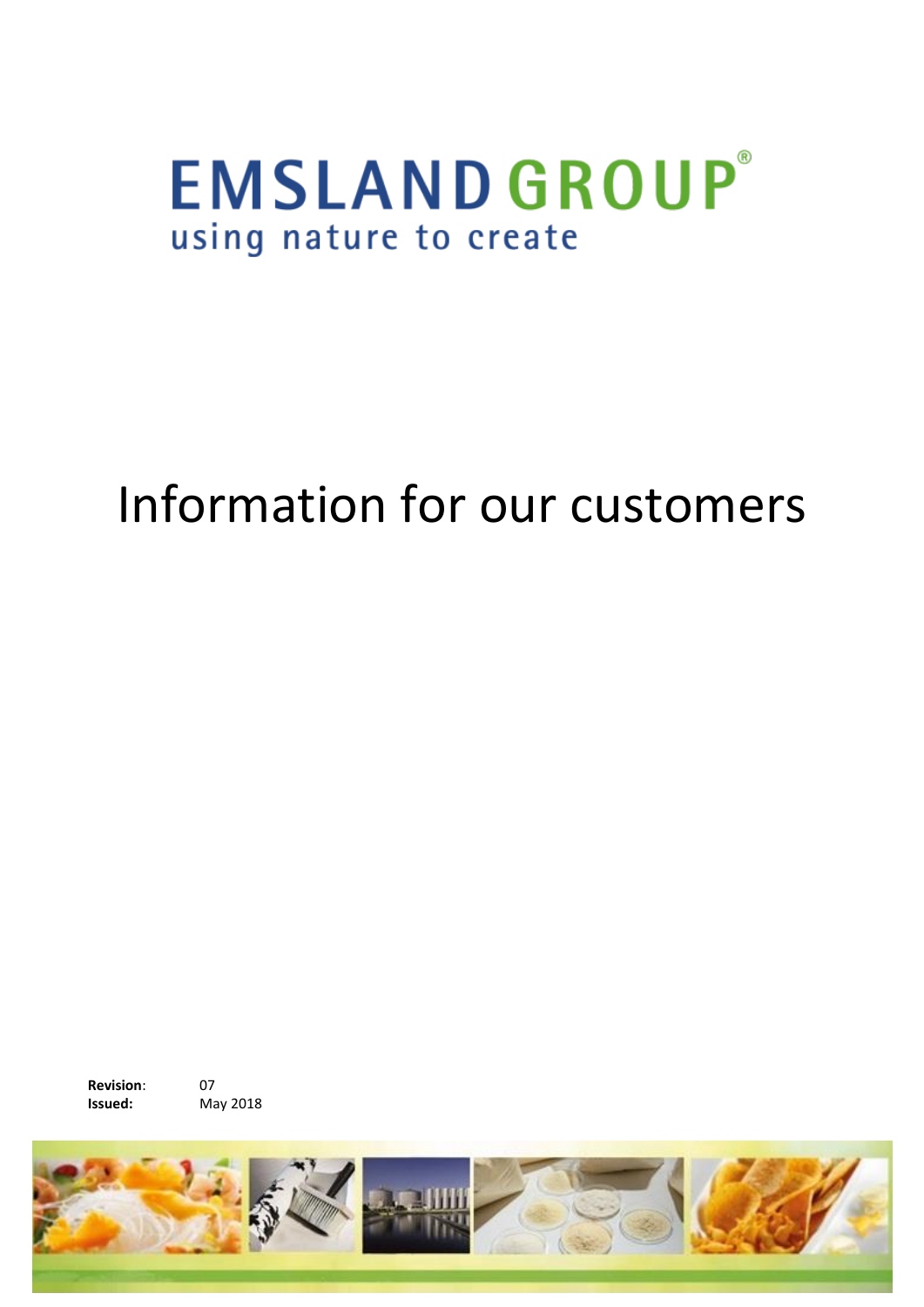# EMSLAND GROUP®

using nature to create

# Information for our customers

**Revision**: 07
**Issued:** May 2018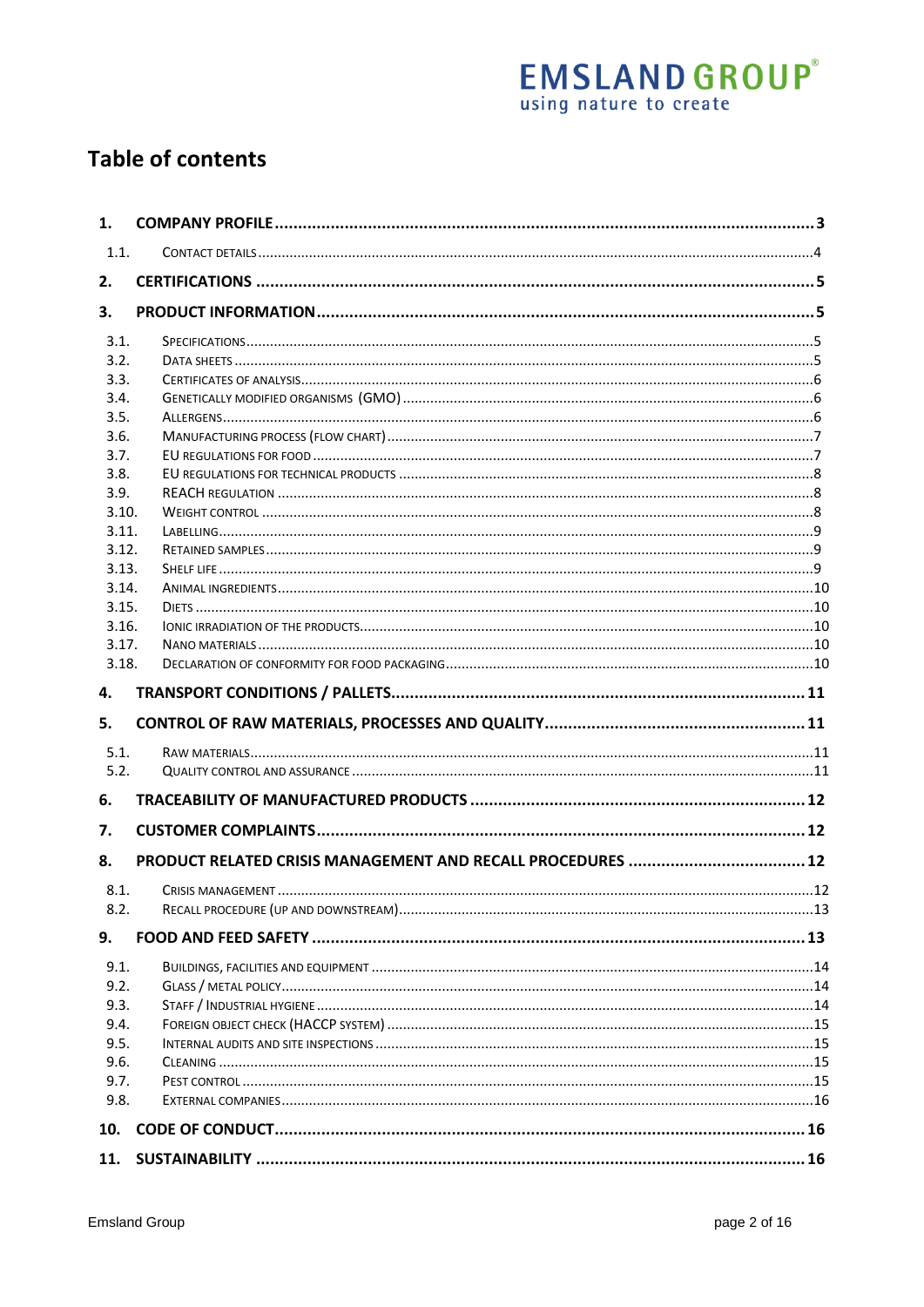# Table of contents

| | | |
|---|---|---|
| **1.** | **COMPANY PROFILE** | **3** |
| 1.1. | Contact details | 4 |
| **2.** | **CERTIFICATIONS** | **5** |
| **3.** | **PRODUCT INFORMATION** | **5** |
| 3.1. | Specifications | 5 |
| 3.2. | Data sheets | 5 |
| 3.3. | Certificates of analysis | 6 |
| 3.4. | Genetically modified organisms (GMO) | 6 |
| 3.5. | Allergens | 6 |
| 3.6. | Manufacturing process (flow chart) | 7 |
| 3.7. | EU regulations for food | 7 |
| 3.8. | EU regulations for technical products | 8 |
| 3.9. | REACH regulation | 8 |
| 3.10. | Weight control | 8 |
| 3.11. | Labelling | 9 |
| 3.12. | Retained samples | 9 |
| 3.13. | Shelf life | 9 |
| 3.14. | Animal ingredients | 10 |
| 3.15. | Diets | 10 |
| 3.16. | Ionic irradiation of the products | 10 |
| 3.17. | Nano materials | 10 |
| 3.18. | Declaration of conformity for food packaging | 10 |
| **4.** | **TRANSPORT CONDITIONS / PALLETS** | **11** |
| **5.** | **CONTROL OF RAW MATERIALS, PROCESSES AND QUALITY** | **11** |
| 5.1. | Raw materials | 11 |
| 5.2. | Quality control and assurance | 11 |
| **6.** | **TRACEABILITY OF MANUFACTURED PRODUCTS** | **12** |
| **7.** | **CUSTOMER COMPLAINTS** | **12** |
| **8.** | **PRODUCT RELATED CRISIS MANAGEMENT AND RECALL PROCEDURES** | **12** |
| 8.1. | Crisis management | 12 |
| 8.2. | Recall procedure (up and downstream) | 13 |
| **9.** | **FOOD AND FEED SAFETY** | **13** |
| 9.1. | Buildings, facilities and equipment | 14 |
| 9.2. | Glass / metal policy | 14 |
| 9.3. | Staff / industrial hygiene | 14 |
| 9.4. | Foreign object check (HACCP system) | 15 |
| 9.5. | Internal audits and site inspections | 15 |
| 9.6. | Cleaning | 15 |
| 9.7. | Pest control | 15 |
| 9.8. | External companies | 16 |
| **10.** | **CODE OF CONDUCT** | **16** |
| **11.** | **SUSTAINABILITY** | **16** |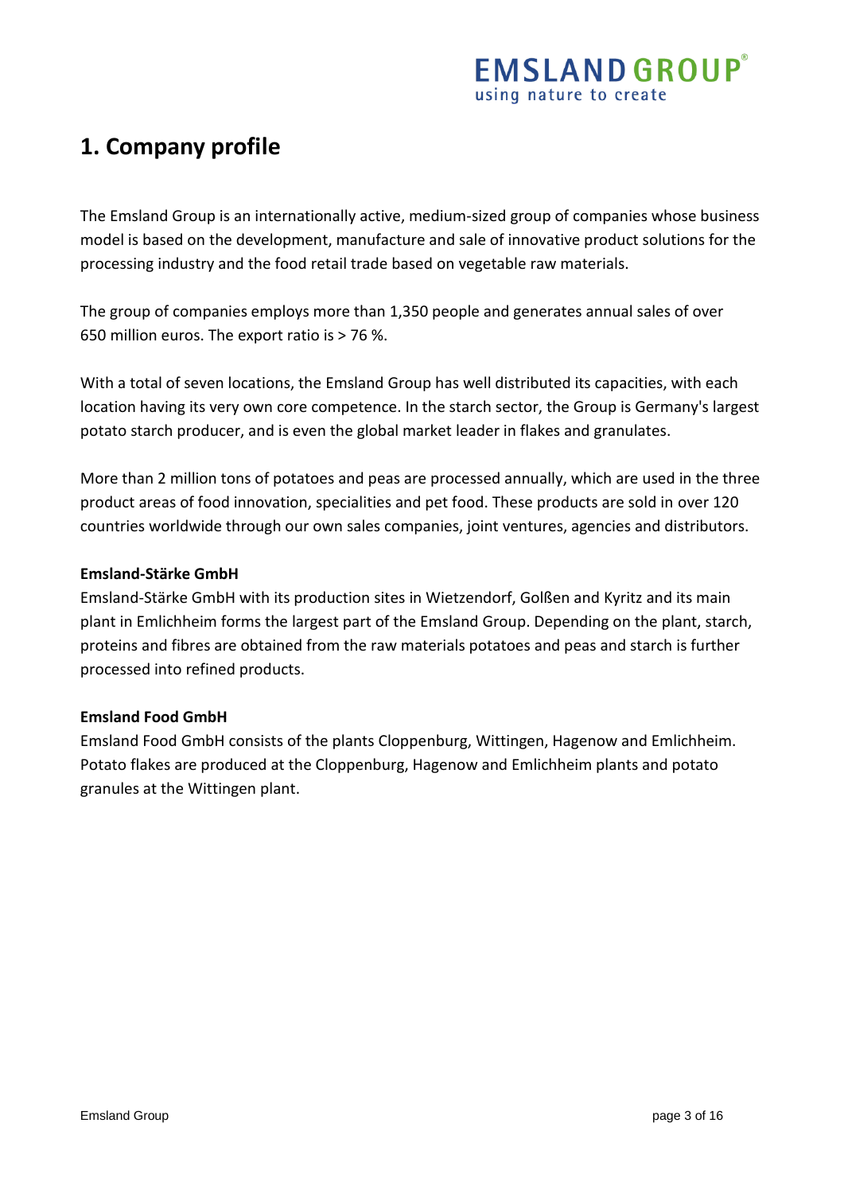# 1. Company profile

The Emsland Group is an internationally active, medium-sized group of companies whose business model is based on the development, manufacture and sale of innovative product solutions for the processing industry and the food retail trade based on vegetable raw materials.

The group of companies employs more than 1,350 people and generates annual sales of over 650 million euros. The export ratio is > 76 %.

With a total of seven locations, the Emsland Group has well distributed its capacities, with each location having its very own core competence. In the starch sector, the Group is Germany's largest potato starch producer, and is even the global market leader in flakes and granulates.

More than 2 million tons of potatoes and peas are processed annually, which are used in the three product areas of food innovation, specialities and pet food. These products are sold in over 120 countries worldwide through our own sales companies, joint ventures, agencies and distributors.

**Emsland-Stärke GmbH**
Emsland-Stärke GmbH with its production sites in Wietzendorf, Golßen and Kyritz and its main plant in Emlichheim forms the largest part of the Emsland Group. Depending on the plant, starch, proteins and fibres are obtained from the raw materials potatoes and peas and starch is further processed into refined products.

**Emsland Food GmbH**
Emsland Food GmbH consists of the plants Cloppenburg, Wittingen, Hagenow and Emlichheim. Potato flakes are produced at the Cloppenburg, Hagenow and Emlichheim plants and potato granules at the Wittingen plant.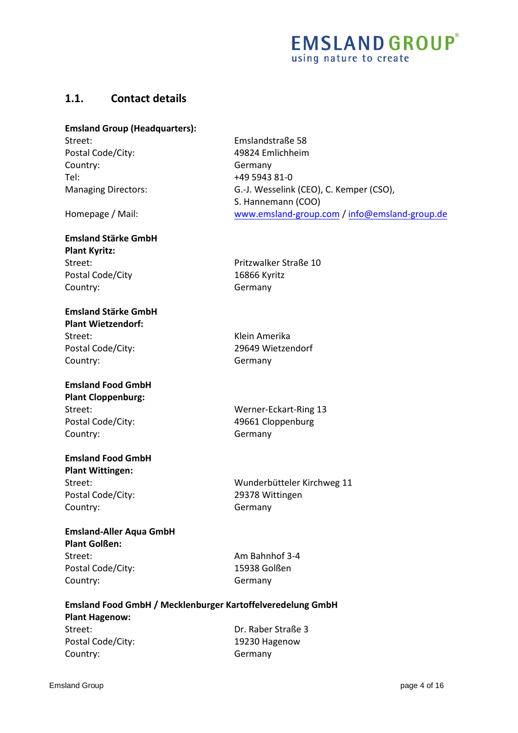## 1.1. Contact details

**Emsland Group (Headquarters):**

| | |
|---|---|
| Street: | Emslandstraße 58 |
| Postal Code/City: | 49824 Emlichheim |
| Country: | Germany |
| Tel: | +49 5943 81-0 |
| Managing Directors: | G.-J. Wesselink (CEO), C. Kemper (CSO), S. Hannemann (COO) |
| Homepage / Mail: | www.emsland-group.com / info@emsland-group.de |

**Emsland Stärke GmbH**
**Plant Kyritz:**

| | |
|---|---|
| Street: | Pritzwalker Straße 10 |
| Postal Code/City | 16866 Kyritz |
| Country: | Germany |

**Emsland Stärke GmbH**
**Plant Wietzendorf:**

| | |
|---|---|
| Street: | Klein Amerika |
| Postal Code/City: | 29649 Wietzendorf |
| Country: | Germany |

**Emsland Food GmbH**
**Plant Cloppenburg:**

| | |
|---|---|
| Street: | Werner-Eckart-Ring 13 |
| Postal Code/City: | 49661 Cloppenburg |
| Country: | Germany |

**Emsland Food GmbH**
**Plant Wittingen:**

| | |
|---|---|
| Street: | Wunderbütteler Kirchweg 11 |
| Postal Code/City: | 29378 Wittingen |
| Country: | Germany |

**Emsland-Aller Aqua GmbH**
**Plant Golßen:**

| | |
|---|---|
| Street: | Am Bahnhof 3-4 |
| Postal Code/City: | 15938 Golßen |
| Country: | Germany |

**Emsland Food GmbH / Mecklenburger Kartoffelveredelung GmbH**
**Plant Hagenow:**

| | |
|---|---|
| Street: | Dr. Raber Straße 3 |
| Postal Code/City: | 19230 Hagenow |
| Country: | Germany |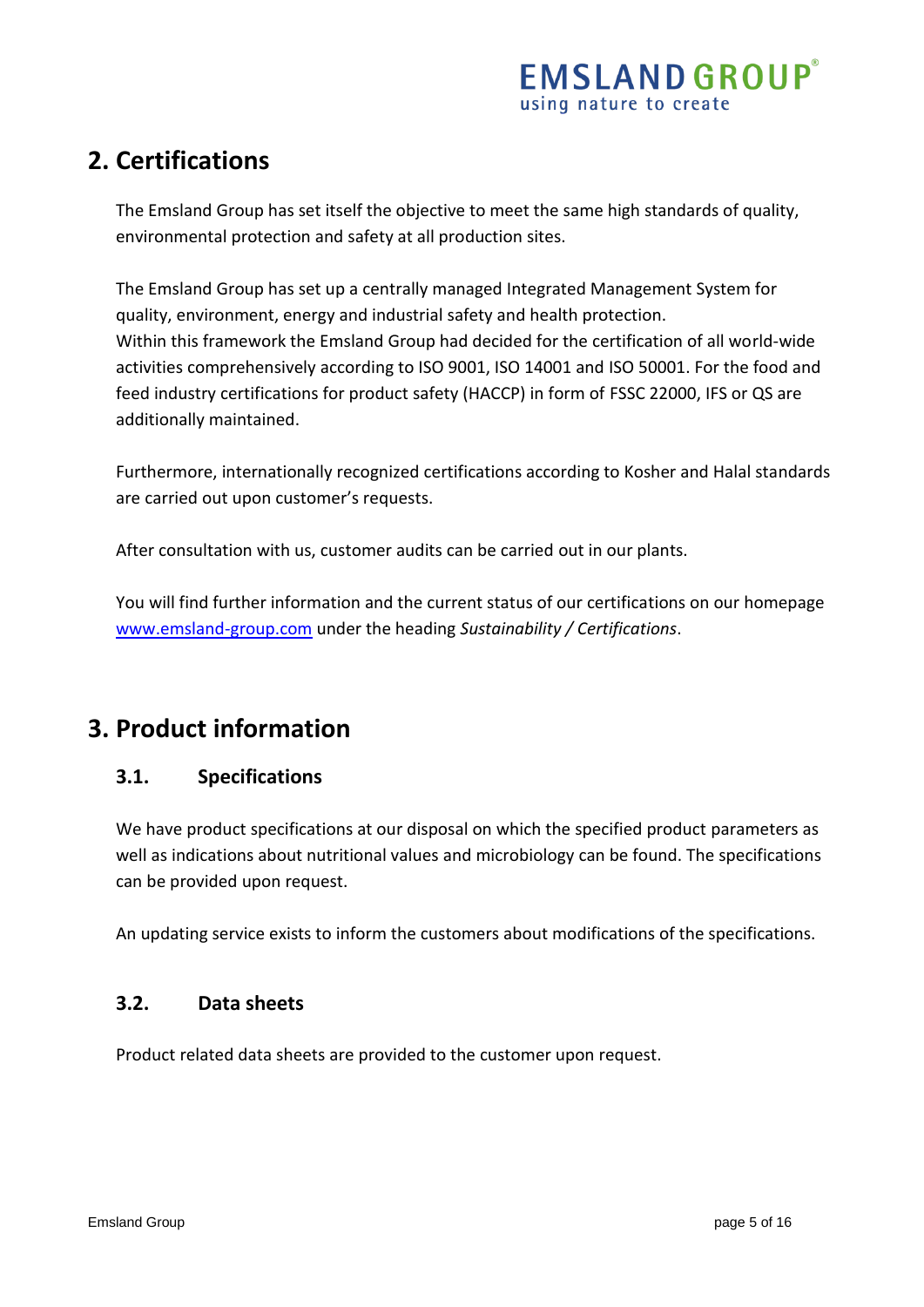## 2. Certifications

The Emsland Group has set itself the objective to meet the same high standards of quality, environmental protection and safety at all production sites.

The Emsland Group has set up a centrally managed Integrated Management System for quality, environment, energy and industrial safety and health protection.
Within this framework the Emsland Group had decided for the certification of all world-wide activities comprehensively according to ISO 9001, ISO 14001 and ISO 50001. For the food and feed industry certifications for product safety (HACCP) in form of FSSC 22000, IFS or QS are additionally maintained.

Furthermore, internationally recognized certifications according to Kosher and Halal standards are carried out upon customer's requests.

After consultation with us, customer audits can be carried out in our plants.

You will find further information and the current status of our certifications on our homepage www.emsland-group.com under the heading *Sustainability / Certifications*.

## 3. Product information

### 3.1. Specifications

We have product specifications at our disposal on which the specified product parameters as well as indications about nutritional values and microbiology can be found. The specifications can be provided upon request.

An updating service exists to inform the customers about modifications of the specifications.

### 3.2. Data sheets

Product related data sheets are provided to the customer upon request.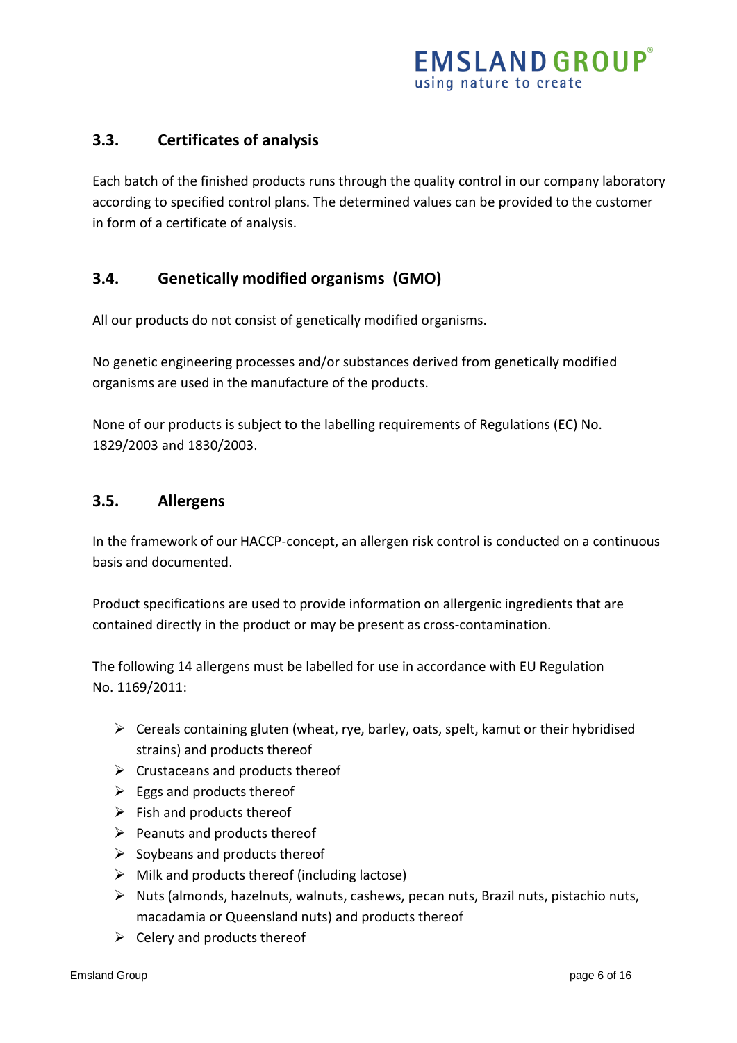## 3.3. Certificates of analysis

Each batch of the finished products runs through the quality control in our company laboratory according to specified control plans. The determined values can be provided to the customer in form of a certificate of analysis.

## 3.4. Genetically modified organisms (GMO)

All our products do not consist of genetically modified organisms.

No genetic engineering processes and/or substances derived from genetically modified organisms are used in the manufacture of the products.

None of our products is subject to the labelling requirements of Regulations (EC) No. 1829/2003 and 1830/2003.

## 3.5. Allergens

In the framework of our HACCP-concept, an allergen risk control is conducted on a continuous basis and documented.

Product specifications are used to provide information on allergenic ingredients that are contained directly in the product or may be present as cross-contamination.

The following 14 allergens must be labelled for use in accordance with EU Regulation No. 1169/2011:

- Cereals containing gluten (wheat, rye, barley, oats, spelt, kamut or their hybridised strains) and products thereof
- Crustaceans and products thereof
- Eggs and products thereof
- Fish and products thereof
- Peanuts and products thereof
- Soybeans and products thereof
- Milk and products thereof (including lactose)
- Nuts (almonds, hazelnuts, walnuts, cashews, pecan nuts, Brazil nuts, pistachio nuts, macadamia or Queensland nuts) and products thereof
- Celery and products thereof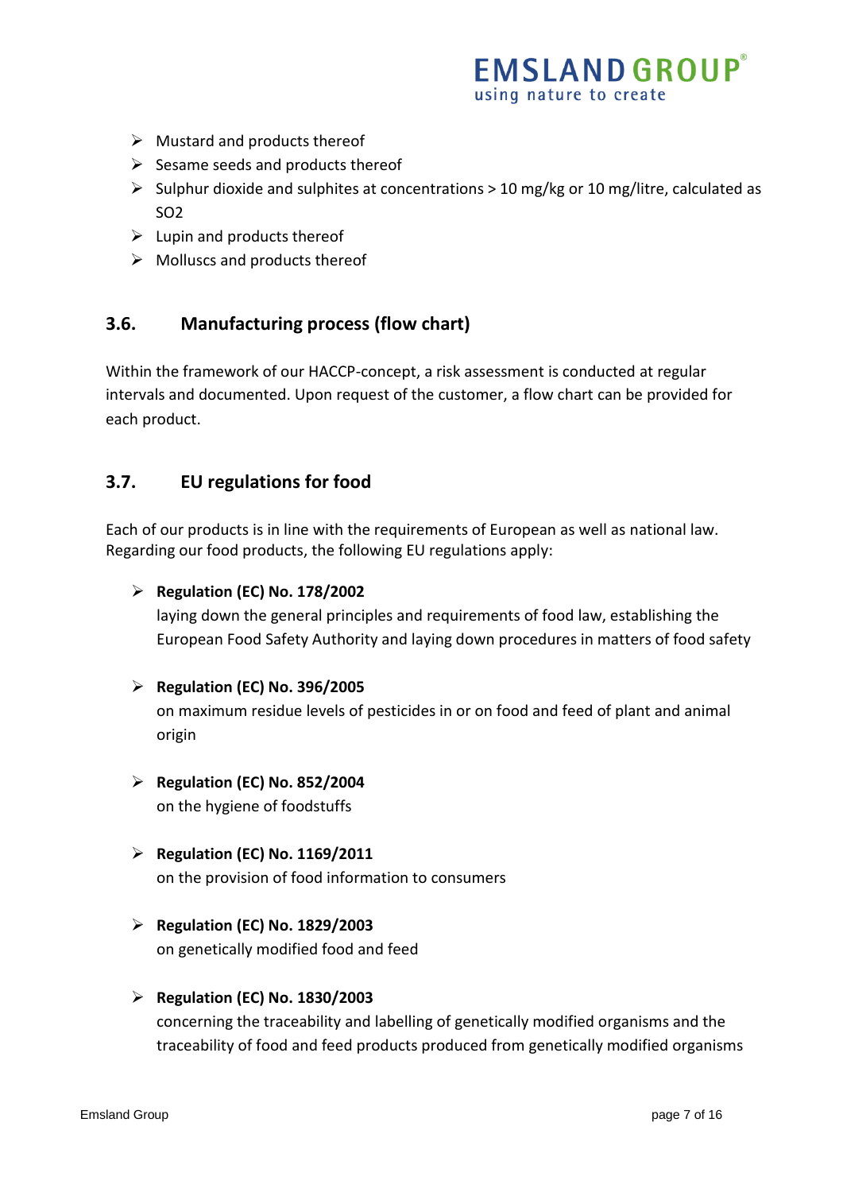- Mustard and products thereof
- Sesame seeds and products thereof
- Sulphur dioxide and sulphites at concentrations > 10 mg/kg or 10 mg/litre, calculated as $SO_2$
- Lupin and products thereof
- Molluscs and products thereof

## 3.6. Manufacturing process (flow chart)

Within the framework of our HACCP-concept, a risk assessment is conducted at regular intervals and documented. Upon request of the customer, a flow chart can be provided for each product.

## 3.7. EU regulations for food

Each of our products is in line with the requirements of European as well as national law. Regarding our food products, the following EU regulations apply:

- **Regulation (EC) No. 178/2002**
  laying down the general principles and requirements of food law, establishing the European Food Safety Authority and laying down procedures in matters of food safety

- **Regulation (EC) No. 396/2005**
  on maximum residue levels of pesticides in or on food and feed of plant and animal origin

- **Regulation (EC) No. 852/2004**
  on the hygiene of foodstuffs

- **Regulation (EC) No. 1169/2011**
  on the provision of food information to consumers

- **Regulation (EC) No. 1829/2003**
  on genetically modified food and feed

- **Regulation (EC) No. 1830/2003**
  concerning the traceability and labelling of genetically modified organisms and the traceability of food and feed products produced from genetically modified organisms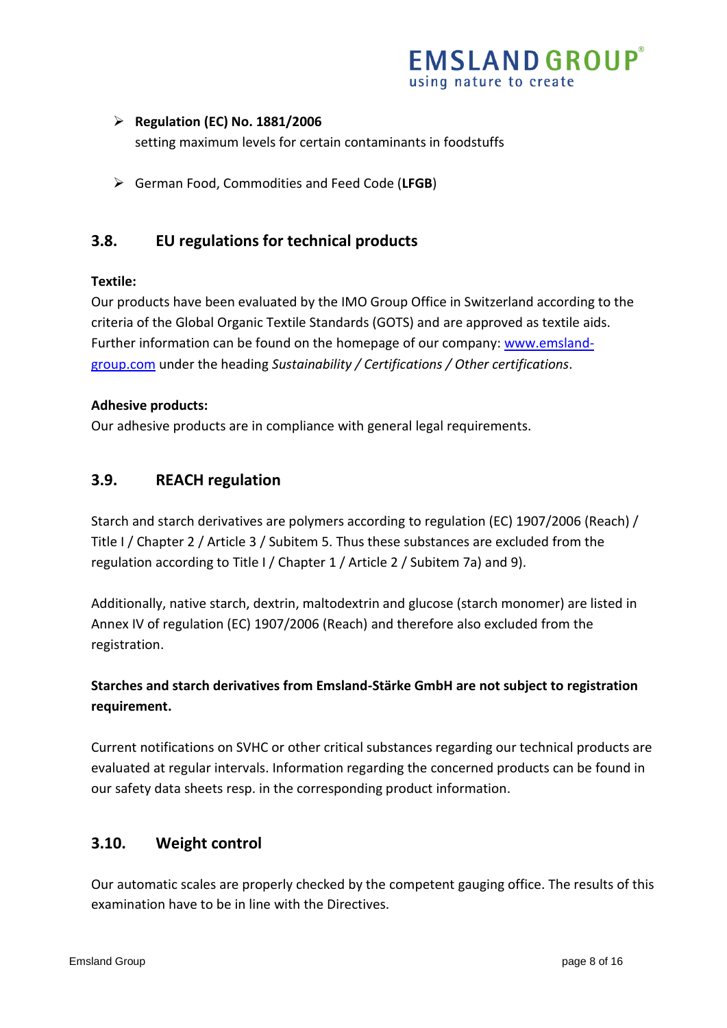- **Regulation (EC) No. 1881/2006**
  setting maximum levels for certain contaminants in foodstuffs

- German Food, Commodities and Feed Code (**LFGB**)

## 3.8. EU regulations for technical products

**Textile:**
Our products have been evaluated by the IMO Group Office in Switzerland according to the criteria of the Global Organic Textile Standards (GOTS) and are approved as textile aids. Further information can be found on the homepage of our company: [www.emsland-group.com](http://www.emsland-group.com) under the heading *Sustainability / Certifications / Other certifications*.

**Adhesive products:**
Our adhesive products are in compliance with general legal requirements.

## 3.9. REACH regulation

Starch and starch derivatives are polymers according to regulation (EC) 1907/2006 (Reach) / Title I / Chapter 2 / Article 3 / Subitem 5. Thus these substances are excluded from the regulation according to Title I / Chapter 1 / Article 2 / Subitem 7a) and 9).

Additionally, native starch, dextrin, maltodextrin and glucose (starch monomer) are listed in Annex IV of regulation (EC) 1907/2006 (Reach) and therefore also excluded from the registration.

**Starches and starch derivatives from Emsland-Stärke GmbH are not subject to registration requirement.**

Current notifications on SVHC or other critical substances regarding our technical products are evaluated at regular intervals. Information regarding the concerned products can be found in our safety data sheets resp. in the corresponding product information.

## 3.10. Weight control

Our automatic scales are properly checked by the competent gauging office. The results of this examination have to be in line with the Directives.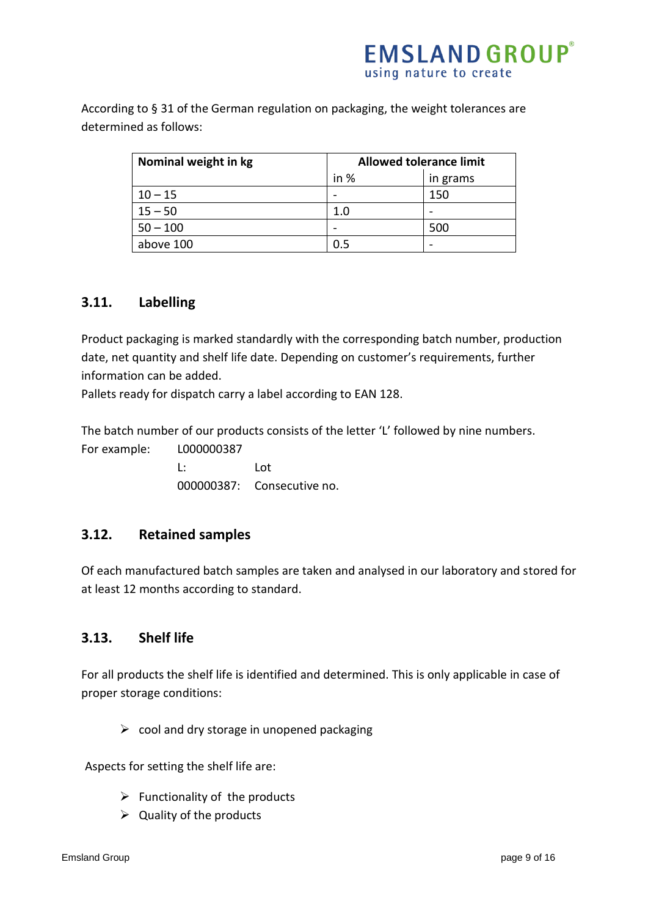According to § 31 of the German regulation on packaging, the weight tolerances are determined as follows:

| Nominal weight in kg | Allowed tolerance limit | |
|---|---|---|
| | in % | in grams |
| 10 – 15 | - | 150 |
| 15 – 50 | 1.0 | - |
| 50 – 100 | - | 500 |
| above 100 | 0.5 | - |

## 3.11. Labelling

Product packaging is marked standardly with the corresponding batch number, production date, net quantity and shelf life date. Depending on customer's requirements, further information can be added.
Pallets ready for dispatch carry a label according to EAN 128.

The batch number of our products consists of the letter 'L' followed by nine numbers.
For example: L000000387
L: Lot
000000387: Consecutive no.

## 3.12. Retained samples

Of each manufactured batch samples are taken and analysed in our laboratory and stored for at least 12 months according to standard.

## 3.13. Shelf life

For all products the shelf life is identified and determined. This is only applicable in case of proper storage conditions:

- cool and dry storage in unopened packaging

Aspects for setting the shelf life are:

- Functionality of the products
- Quality of the products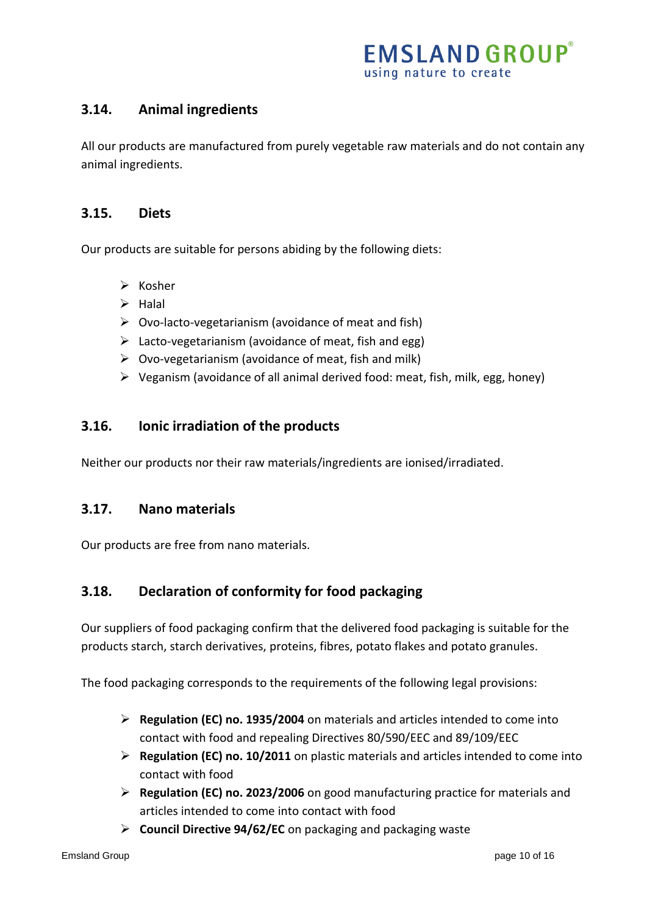## 3.14. Animal ingredients

All our products are manufactured from purely vegetable raw materials and do not contain any animal ingredients.

## 3.15. Diets

Our products are suitable for persons abiding by the following diets:

- Kosher
- Halal
- Ovo-lacto-vegetarianism (avoidance of meat and fish)
- Lacto-vegetarianism (avoidance of meat, fish and egg)
- Ovo-vegetarianism (avoidance of meat, fish and milk)
- Veganism (avoidance of all animal derived food: meat, fish, milk, egg, honey)

## 3.16. Ionic irradiation of the products

Neither our products nor their raw materials/ingredients are ionised/irradiated.

## 3.17. Nano materials

Our products are free from nano materials.

## 3.18. Declaration of conformity for food packaging

Our suppliers of food packaging confirm that the delivered food packaging is suitable for the products starch, starch derivatives, proteins, fibres, potato flakes and potato granules.

The food packaging corresponds to the requirements of the following legal provisions:

- **Regulation (EC) no. 1935/2004** on materials and articles intended to come into contact with food and repealing Directives 80/590/EEC and 89/109/EEC
- **Regulation (EC) no. 10/2011** on plastic materials and articles intended to come into contact with food
- **Regulation (EC) no. 2023/2006** on good manufacturing practice for materials and articles intended to come into contact with food
- **Council Directive 94/62/EC** on packaging and packaging waste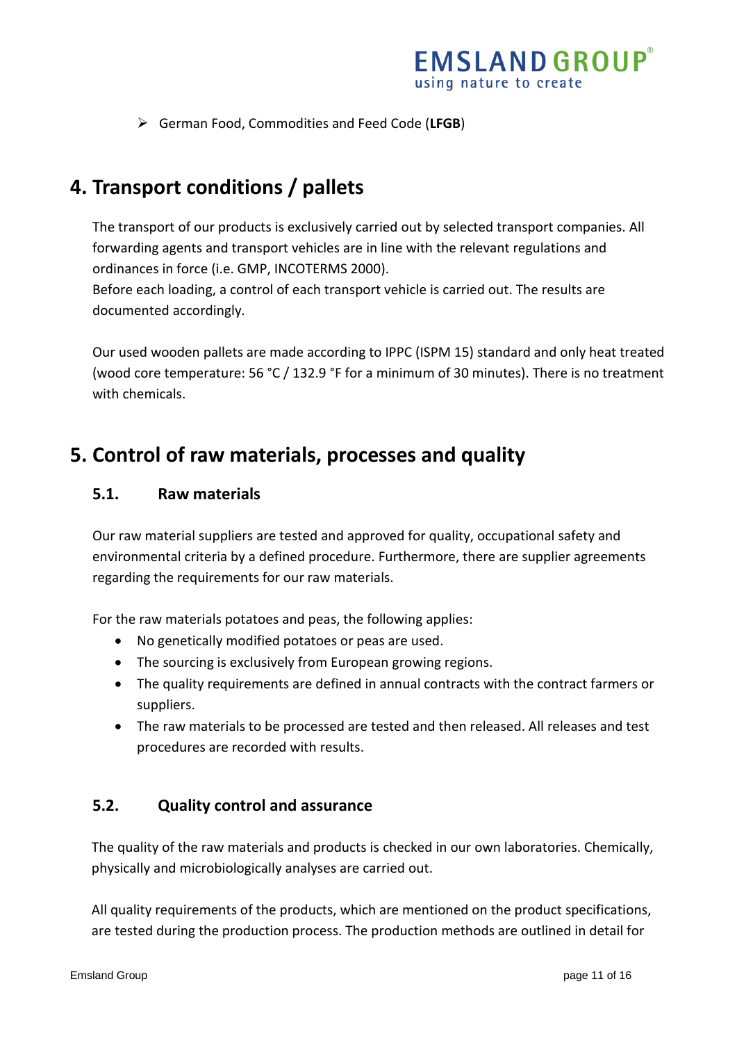- German Food, Commodities and Feed Code (**LFGB**)

# 4. Transport conditions / pallets

The transport of our products is exclusively carried out by selected transport companies. All forwarding agents and transport vehicles are in line with the relevant regulations and ordinances in force (i.e. GMP, INCOTERMS 2000).
Before each loading, a control of each transport vehicle is carried out. The results are documented accordingly.

Our used wooden pallets are made according to IPPC (ISPM 15) standard and only heat treated (wood core temperature: 56 °C / 132.9 °F for a minimum of 30 minutes). There is no treatment with chemicals.

# 5. Control of raw materials, processes and quality

## 5.1. Raw materials

Our raw material suppliers are tested and approved for quality, occupational safety and environmental criteria by a defined procedure. Furthermore, there are supplier agreements regarding the requirements for our raw materials.

For the raw materials potatoes and peas, the following applies:

- No genetically modified potatoes or peas are used.
- The sourcing is exclusively from European growing regions.
- The quality requirements are defined in annual contracts with the contract farmers or suppliers.
- The raw materials to be processed are tested and then released. All releases and test procedures are recorded with results.

## 5.2. Quality control and assurance

The quality of the raw materials and products is checked in our own laboratories. Chemically, physically and microbiologically analyses are carried out.

All quality requirements of the products, which are mentioned on the product specifications, are tested during the production process. The production methods are outlined in detail for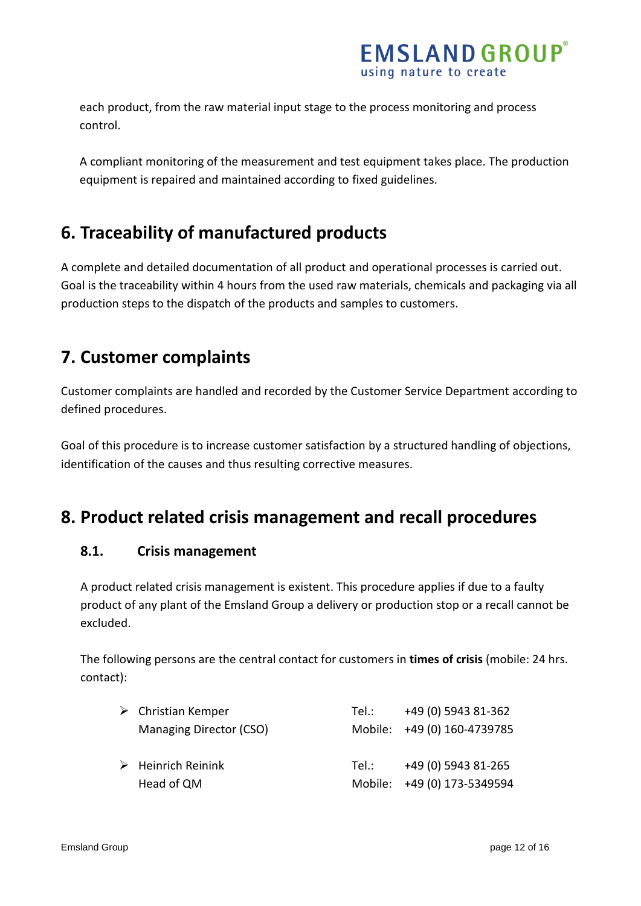each product, from the raw material input stage to the process monitoring and process control.

A compliant monitoring of the measurement and test equipment takes place. The production equipment is repaired and maintained according to fixed guidelines.

## 6. Traceability of manufactured products

A complete and detailed documentation of all product and operational processes is carried out. Goal is the traceability within 4 hours from the used raw materials, chemicals and packaging via all production steps to the dispatch of the products and samples to customers.

## 7. Customer complaints

Customer complaints are handled and recorded by the Customer Service Department according to defined procedures.

Goal of this procedure is to increase customer satisfaction by a structured handling of objections, identification of the causes and thus resulting corrective measures.

## 8. Product related crisis management and recall procedures

### 8.1. Crisis management

A product related crisis management is existent. This procedure applies if due to a faulty product of any plant of the Emsland Group a delivery or production stop or a recall cannot be excluded.

The following persons are the central contact for customers in **times of crisis** (mobile: 24 hrs. contact):

- Christian Kemper  
  Managing Director (CSO)  
  Tel.: +49 (0) 5943 81-362  
  Mobile: +49 (0) 160-4739785

- Heinrich Reinink  
  Head of QM  
  Tel.: +49 (0) 5943 81-265  
  Mobile: +49 (0) 173-5349594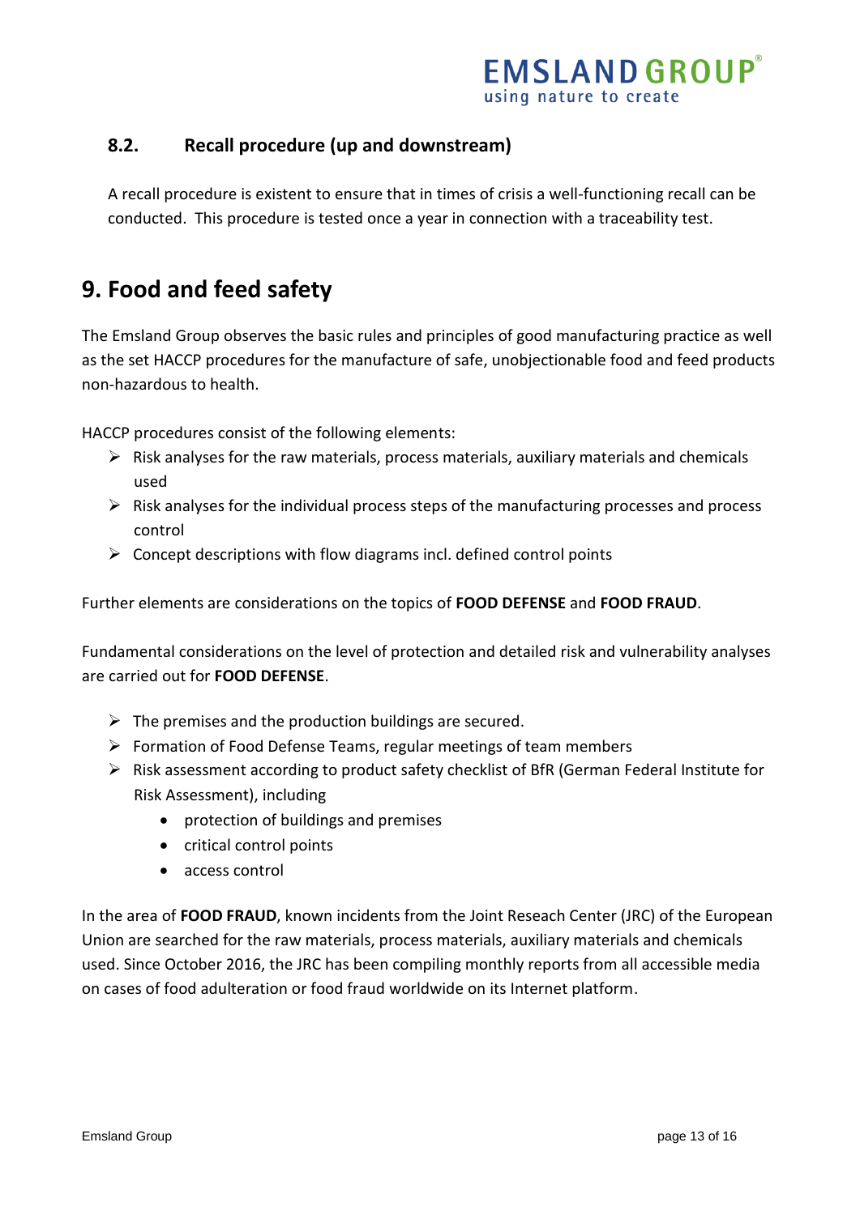### 8.2. Recall procedure (up and downstream)

A recall procedure is existent to ensure that in times of crisis a well-functioning recall can be conducted. This procedure is tested once a year in connection with a traceability test.

## 9. Food and feed safety

The Emsland Group observes the basic rules and principles of good manufacturing practice as well as the set HACCP procedures for the manufacture of safe, unobjectionable food and feed products non-hazardous to health.

HACCP procedures consist of the following elements:

- Risk analyses for the raw materials, process materials, auxiliary materials and chemicals used
- Risk analyses for the individual process steps of the manufacturing processes and process control
- Concept descriptions with flow diagrams incl. defined control points

Further elements are considerations on the topics of **FOOD DEFENSE** and **FOOD FRAUD**.

Fundamental considerations on the level of protection and detailed risk and vulnerability analyses are carried out for **FOOD DEFENSE**.

- The premises and the production buildings are secured.
- Formation of Food Defense Teams, regular meetings of team members
- Risk assessment according to product safety checklist of BfR (German Federal Institute for Risk Assessment), including
  - protection of buildings and premises
  - critical control points
  - access control

In the area of **FOOD FRAUD**, known incidents from the Joint Reseach Center (JRC) of the European Union are searched for the raw materials, process materials, auxiliary materials and chemicals used. Since October 2016, the JRC has been compiling monthly reports from all accessible media on cases of food adulteration or food fraud worldwide on its Internet platform.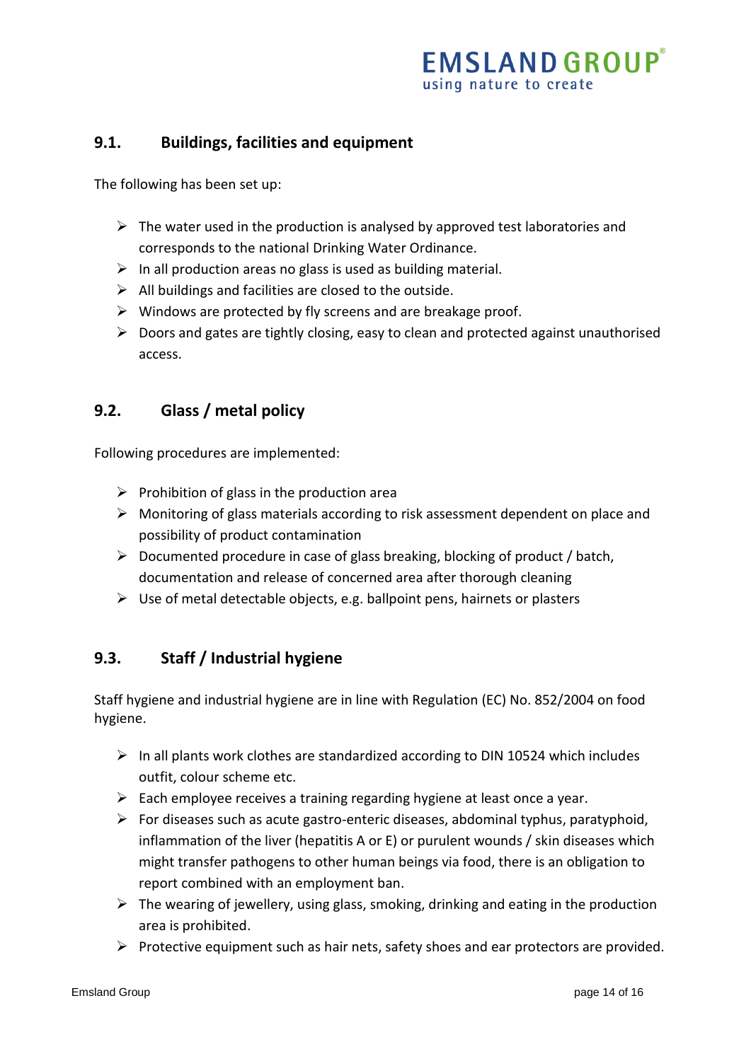## 9.1. Buildings, facilities and equipment

The following has been set up:

- The water used in the production is analysed by approved test laboratories and corresponds to the national Drinking Water Ordinance.
- In all production areas no glass is used as building material.
- All buildings and facilities are closed to the outside.
- Windows are protected by fly screens and are breakage proof.
- Doors and gates are tightly closing, easy to clean and protected against unauthorised access.

## 9.2. Glass / metal policy

Following procedures are implemented:

- Prohibition of glass in the production area
- Monitoring of glass materials according to risk assessment dependent on place and possibility of product contamination
- Documented procedure in case of glass breaking, blocking of product / batch, documentation and release of concerned area after thorough cleaning
- Use of metal detectable objects, e.g. ballpoint pens, hairnets or plasters

## 9.3. Staff / Industrial hygiene

Staff hygiene and industrial hygiene are in line with Regulation (EC) No. 852/2004 on food hygiene.

- In all plants work clothes are standardized according to DIN 10524 which includes outfit, colour scheme etc.
- Each employee receives a training regarding hygiene at least once a year.
- For diseases such as acute gastro-enteric diseases, abdominal typhus, paratyphoid, inflammation of the liver (hepatitis A or E) or purulent wounds / skin diseases which might transfer pathogens to other human beings via food, there is an obligation to report combined with an employment ban.
- The wearing of jewellery, using glass, smoking, drinking and eating in the production area is prohibited.
- Protective equipment such as hair nets, safety shoes and ear protectors are provided.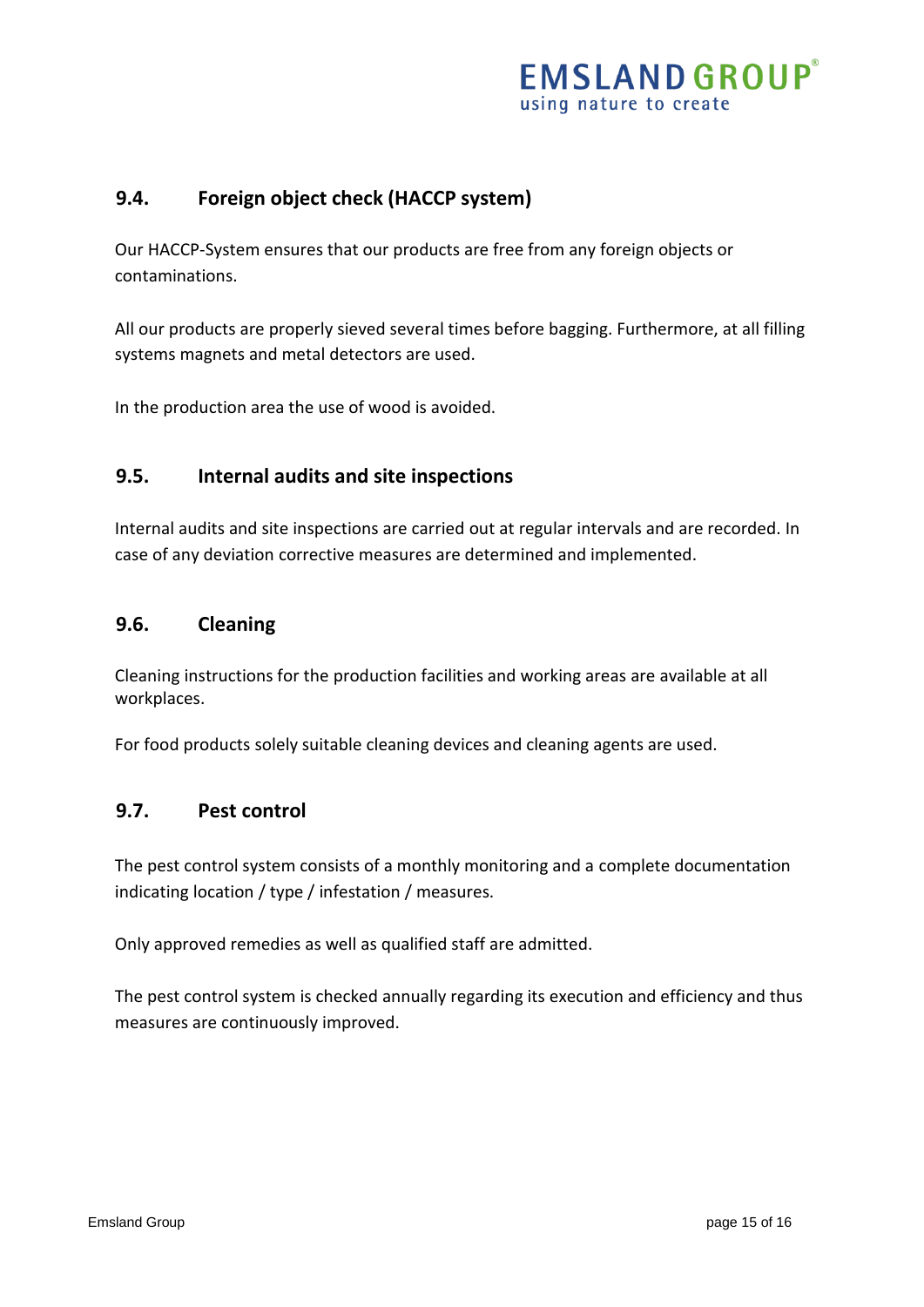### 9.4. Foreign object check (HACCP system)

Our HACCP-System ensures that our products are free from any foreign objects or contaminations.

All our products are properly sieved several times before bagging. Furthermore, at all filling systems magnets and metal detectors are used.

In the production area the use of wood is avoided.

### 9.5. Internal audits and site inspections

Internal audits and site inspections are carried out at regular intervals and are recorded. In case of any deviation corrective measures are determined and implemented.

### 9.6. Cleaning

Cleaning instructions for the production facilities and working areas are available at all workplaces.

For food products solely suitable cleaning devices and cleaning agents are used.

### 9.7. Pest control

The pest control system consists of a monthly monitoring and a complete documentation indicating location / type / infestation / measures.

Only approved remedies as well as qualified staff are admitted.

The pest control system is checked annually regarding its execution and efficiency and thus measures are continuously improved.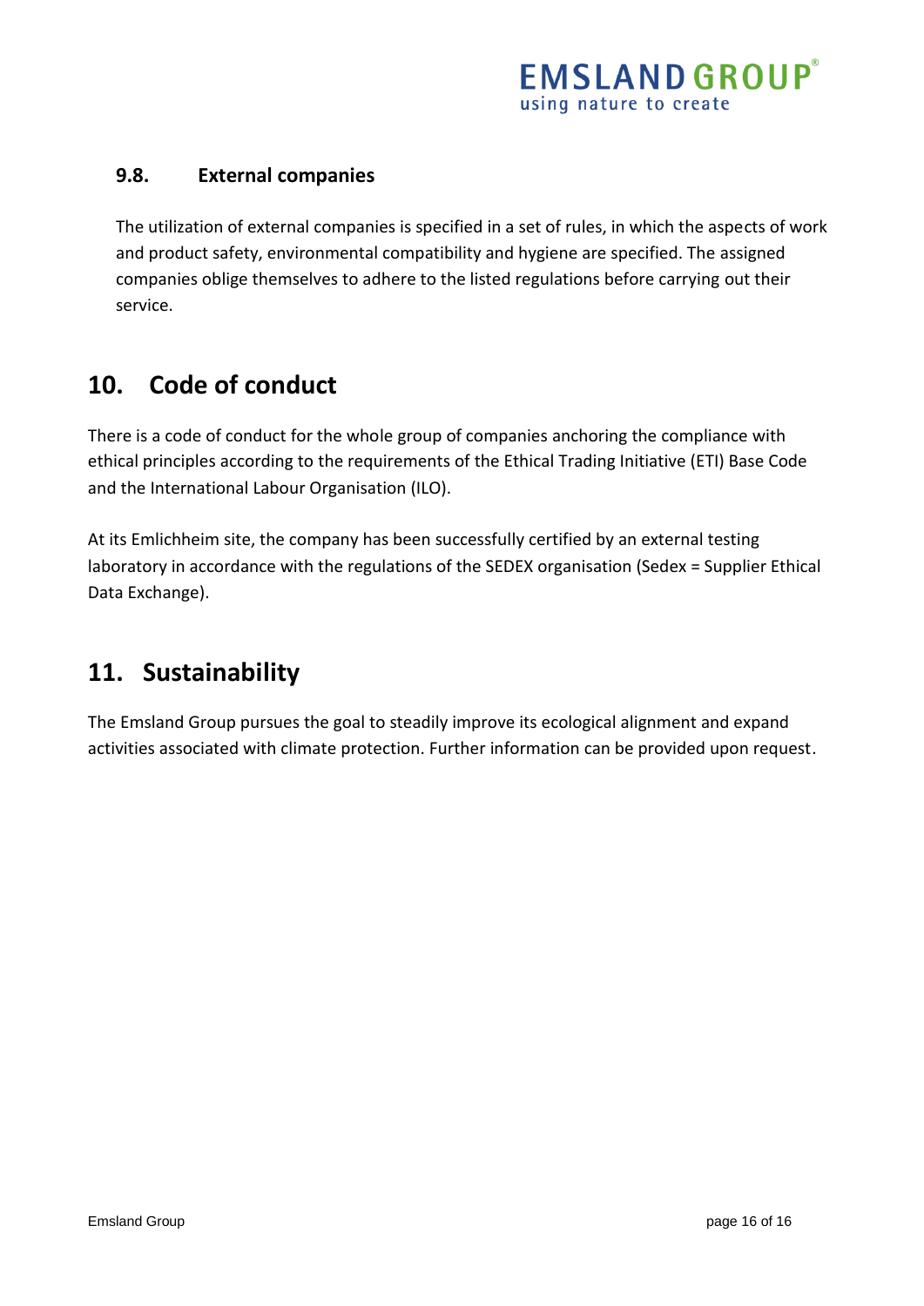### 9.8. External companies

The utilization of external companies is specified in a set of rules, in which the aspects of work and product safety, environmental compatibility and hygiene are specified. The assigned companies oblige themselves to adhere to the listed regulations before carrying out their service.

## 10. Code of conduct

There is a code of conduct for the whole group of companies anchoring the compliance with ethical principles according to the requirements of the Ethical Trading Initiative (ETI) Base Code and the International Labour Organisation (ILO).

At its Emlichheim site, the company has been successfully certified by an external testing laboratory in accordance with the regulations of the SEDEX organisation (Sedex = Supplier Ethical Data Exchange).

## 11. Sustainability

The Emsland Group pursues the goal to steadily improve its ecological alignment and expand activities associated with climate protection. Further information can be provided upon request.